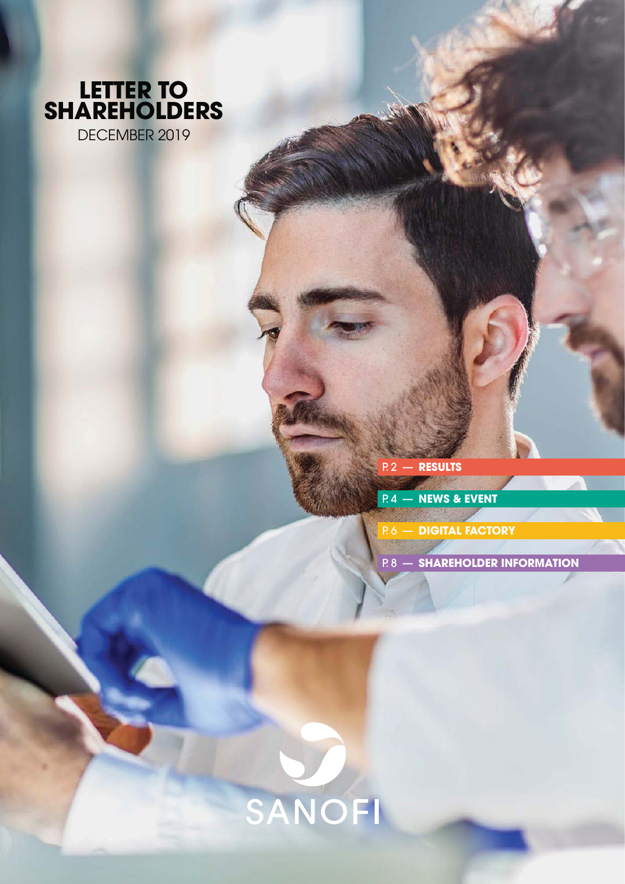# LETTER TO SHAREHOLDERS

DECEMBER 2019

P. 2 — **RESULTS**

P. 4 — **NEWS & EVENT**

P. 6 — **DIGITAL FACTORY**

P. 8 — **SHAREHOLDER INFORMATION**

SANOFI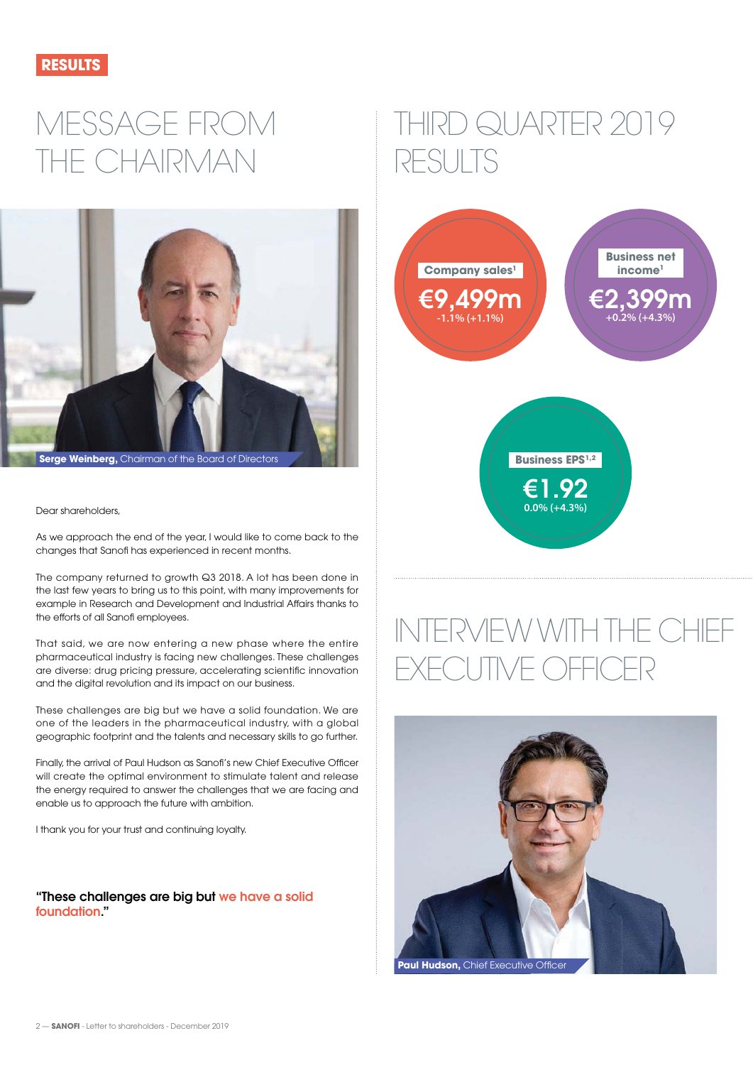RESULTS

# MESSAGE FROM THE CHAIRMAN

**Serge Weinberg,** Chairman of the Board of Directors

Dear shareholders,

As we approach the end of the year, I would like to come back to the changes that Sanofi has experienced in recent months.

The company returned to growth Q3 2018. A lot has been done in the last few years to bring us to this point, with many improvements for example in Research and Development and Industrial Affairs thanks to the efforts of all Sanofi employees.

That said, we are now entering a new phase where the entire pharmaceutical industry is facing new challenges. These challenges are diverse: drug pricing pressure, accelerating scientific innovation and the digital revolution and its impact on our business.

These challenges are big but we have a solid foundation. We are one of the leaders in the pharmaceutical industry, with a global geographic footprint and the talents and necessary skills to go further.

Finally, the arrival of Paul Hudson as Sanofi's new Chief Executive Officer will create the optimal environment to stimulate talent and release the energy required to answer the challenges that we are facing and enable us to approach the future with ambition.

I thank you for your trust and continuing loyalty.

**"These challenges are big but we have a solid foundation."**

# THIRD QUARTER 2019 RESULTS

**Company sales[1]**
**€9,499m**
-1.1% (+1.1%)

**Business net income[1]**
**€2,399m**
+0.2% (+4.3%)

**Business EPS[1,2]**
**€1.92**
0.0% (+4.3%)

# INTERVIEW WITH THE CHIEF EXECUTIVE OFFICER

**Paul Hudson,** Chief Executive Officer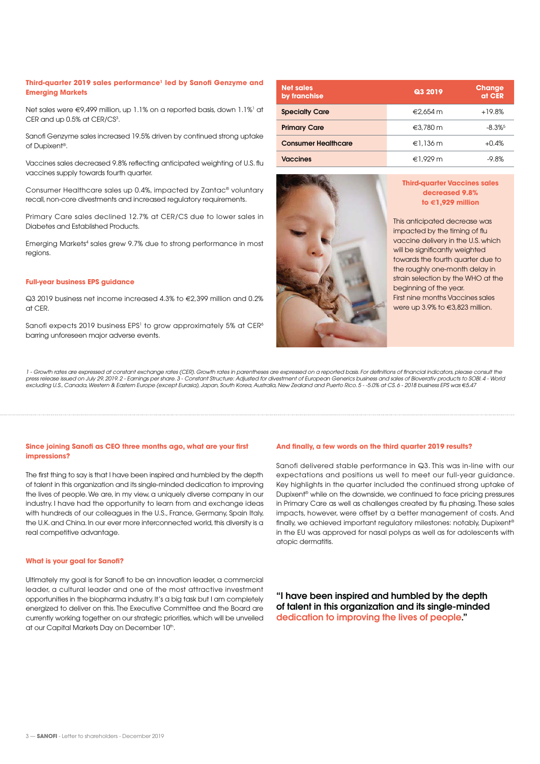### Third-quarter 2019 sales performance[1] led by Sanofi Genzyme and Emerging Markets

Net sales were €9,499 million, up 1.1% on a reported basis, down 1.1%[1] at CER and up 0.5% at CER/CS[3].

Sanofi Genzyme sales increased 19.5% driven by continued strong uptake of Dupixent®.

Vaccines sales decreased 9.8% reflecting anticipated weighting of U.S. flu vaccines supply towards fourth quarter.

Consumer Healthcare sales up 0.4%, impacted by Zantac® voluntary recall, non-core divestments and increased regulatory requirements.

Primary Care sales declined 12.7% at CER/CS due to lower sales in Diabetes and Established Products.

Emerging Markets[4] sales grew 9.7% due to strong performance in most regions.

### Full-year business EPS guidance

Q3 2019 business net income increased 4.3% to €2,399 million and 0.2% at CER.

Sanofi expects 2019 business EPS[1] to grow approximately 5% at CER[6] barring unforeseen major adverse events.

| Net sales by franchise | Q3 2019 | Change at CER |
|---|---|---|
| Specialty Care | €2,654 m | +19.8% |
| Primary Care | €3,780 m | -8.3%[5] |
| Consumer Healthcare | €1,136 m | +0.4% |
| Vaccines | €1,929 m | -9.8% |

**Third-quarter Vaccines sales decreased 9.8% to €1,929 million**

This anticipated decrease was impacted by the timing of flu vaccine delivery in the U.S. which will be significantly weighted towards the fourth quarter due to the roughly one-month delay in strain selection by the WHO at the beginning of the year.
First nine months Vaccines sales were up 3.9% to €3,823 million.

*1 - Growth rates are expressed at constant exchange rates (CER). Growth rates in parentheses are expressed on a reported basis. For definitions of financial indicators, please consult the press release issued on July 29, 2019. 2 - Earnings per share. 3 - Constant Structure: Adjusted for divestment of European Generics business and sales of Bioverativ products to SOBI. 4 - World excluding U.S., Canada, Western & Eastern Europe (except Eurasia), Japan, South Korea, Australia, New Zealand and Puerto Rico. 5 - -5.0% at CS. 6 - 2018 business EPS was €5.47*

---

### Since joining Sanofi as CEO three months ago, what are your first impressions?

The first thing to say is that I have been inspired and humbled by the depth of talent in this organization and its single-minded dedication to improving the lives of people. We are, in my view, a uniquely diverse company in our industry. I have had the opportunity to learn from and exchange ideas with hundreds of our colleagues in the U.S., France, Germany, Spain Italy, the U.K. and China. In our ever more interconnected world, this diversity is a real competitive advantage.

### What is your goal for Sanofi?

Ultimately my goal is for Sanofi to be an innovation leader, a commercial leader, a cultural leader and one of the most attractive investment opportunities in the biopharma industry. It's a big task but I am completely energized to deliver on this. The Executive Committee and the Board are currently working together on our strategic priorities, which will be unveiled at our Capital Markets Day on December 10th.

### And finally, a few words on the third quarter 2019 results?

Sanofi delivered stable performance in Q3. This was in-line with our expectations and positions us well to meet our full-year guidance. Key highlights in the quarter included the continued strong uptake of Dupixent® while on the downside, we continued to face pricing pressures in Primary Care as well as challenges created by flu phasing. These sales impacts, however, were offset by a better management of costs. And finally, we achieved important regulatory milestones: notably, Dupixent® in the EU was approved for nasal polyps as well as for adolescents with atopic dermatitis.

**"I have been inspired and humbled by the depth of talent in this organization and its single-minded dedication to improving the lives of people."**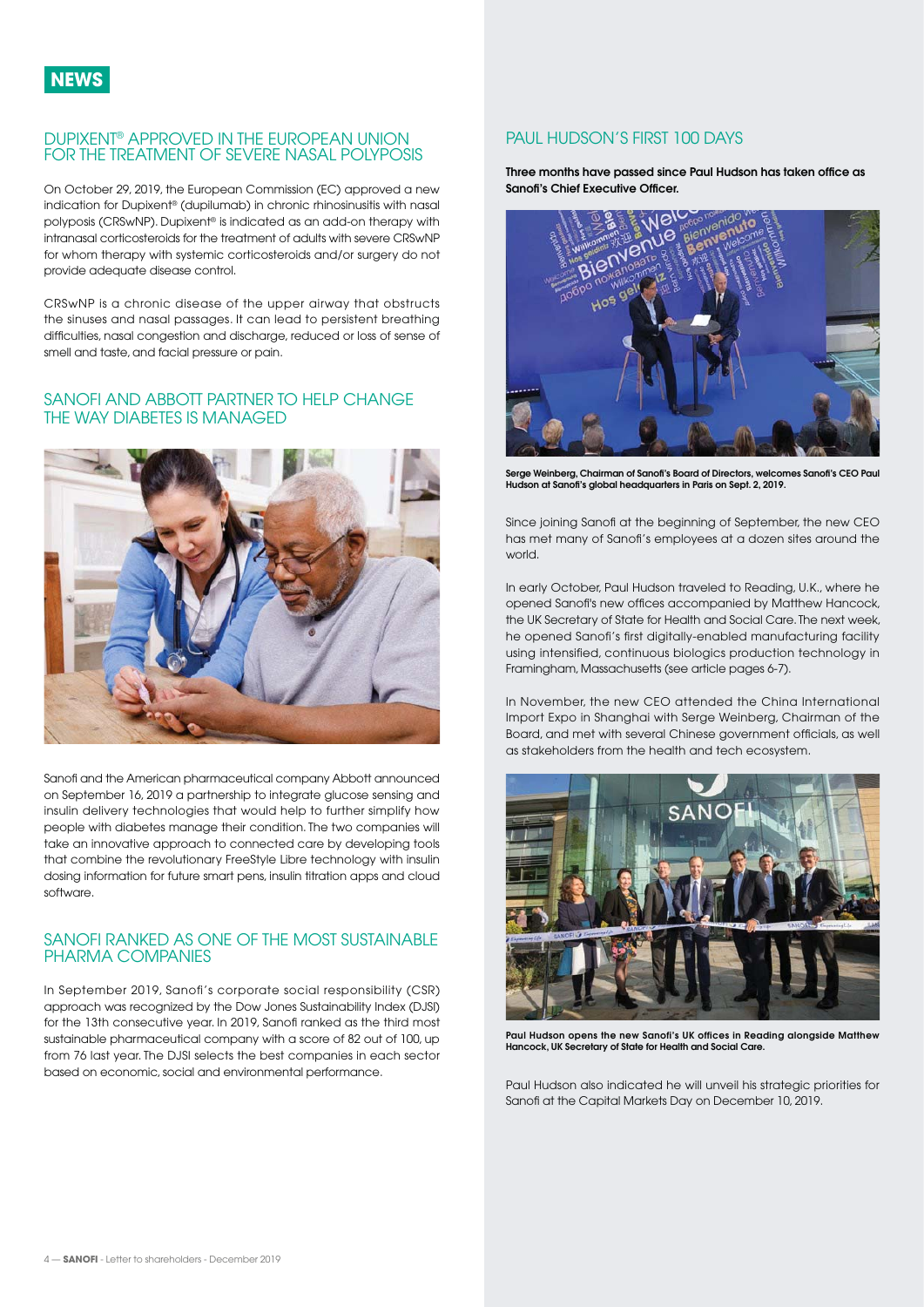# NEWS

## DUPIXENT® APPROVED IN THE EUROPEAN UNION FOR THE TREATMENT OF SEVERE NASAL POLYPOSIS

On October 29, 2019, the European Commission (EC) approved a new indication for Dupixent® (dupilumab) in chronic rhinosinusitis with nasal polyposis (CRSwNP). Dupixent® is indicated as an add-on therapy with intranasal corticosteroids for the treatment of adults with severe CRSwNP for whom therapy with systemic corticosteroids and/or surgery do not provide adequate disease control.

CRSwNP is a chronic disease of the upper airway that obstructs the sinuses and nasal passages. It can lead to persistent breathing difficulties, nasal congestion and discharge, reduced or loss of sense of smell and taste, and facial pressure or pain.

## SANOFI AND ABBOTT PARTNER TO HELP CHANGE THE WAY DIABETES IS MANAGED

Sanofi and the American pharmaceutical company Abbott announced on September 16, 2019 a partnership to integrate glucose sensing and insulin delivery technologies that would help to further simplify how people with diabetes manage their condition. The two companies will take an innovative approach to connected care by developing tools that combine the revolutionary FreeStyle Libre technology with insulin dosing information for future smart pens, insulin titration apps and cloud software.

## SANOFI RANKED AS ONE OF THE MOST SUSTAINABLE PHARMA COMPANIES

In September 2019, Sanofi's corporate social responsibility (CSR) approach was recognized by the Dow Jones Sustainability Index (DJSI) for the 13th consecutive year. In 2019, Sanofi ranked as the third most sustainable pharmaceutical company with a score of 82 out of 100, up from 76 last year. The DJSI selects the best companies in each sector based on economic, social and environmental performance.

## PAUL HUDSON'S FIRST 100 DAYS

**Three months have passed since Paul Hudson has taken office as Sanofi's Chief Executive Officer.**

**Serge Weinberg, Chairman of Sanofi's Board of Directors, welcomes Sanofi's CEO Paul Hudson at Sanofi's global headquarters in Paris on Sept. 2, 2019.**

Since joining Sanofi at the beginning of September, the new CEO has met many of Sanofi's employees at a dozen sites around the world.

In early October, Paul Hudson traveled to Reading, U.K., where he opened Sanofi's new offices accompanied by Matthew Hancock, the UK Secretary of State for Health and Social Care. The next week, he opened Sanofi's first digitally-enabled manufacturing facility using intensified, continuous biologics production technology in Framingham, Massachusetts (see article pages 6-7).

In November, the new CEO attended the China International Import Expo in Shanghai with Serge Weinberg, Chairman of the Board, and met with several Chinese government officials, as well as stakeholders from the health and tech ecosystem.

**Paul Hudson opens the new Sanofi's UK offices in Reading alongside Matthew Hancock, UK Secretary of State for Health and Social Care.**

Paul Hudson also indicated he will unveil his strategic priorities for Sanofi at the Capital Markets Day on December 10, 2019.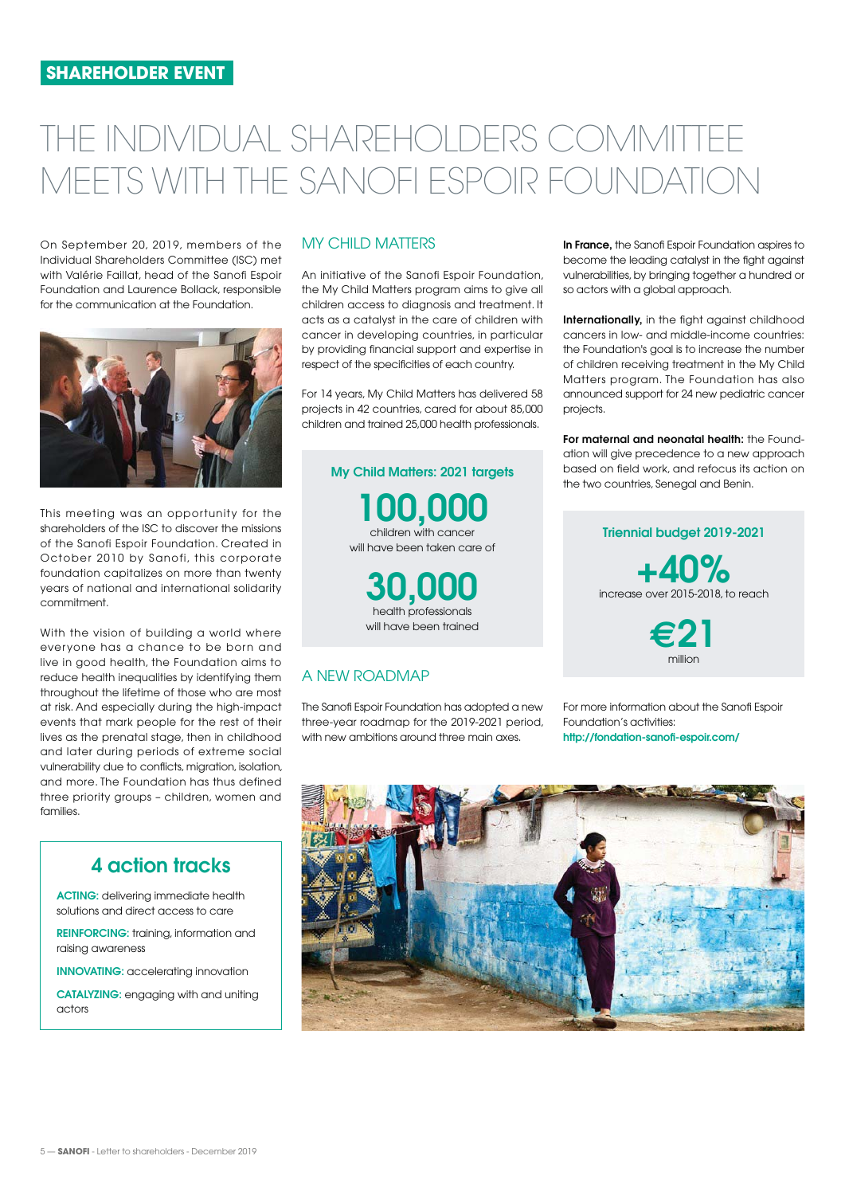SHAREHOLDER EVENT

# THE INDIVIDUAL SHAREHOLDERS COMMITTEE MEETS WITH THE SANOFI ESPOIR FOUNDATION

On September 20, 2019, members of the Individual Shareholders Committee (ISC) met with Valérie Faillat, head of the Sanofi Espoir Foundation and Laurence Bollack, responsible for the communication at the Foundation.

This meeting was an opportunity for the shareholders of the ISC to discover the missions of the Sanofi Espoir Foundation. Created in October 2010 by Sanofi, this corporate foundation capitalizes on more than twenty years of national and international solidarity commitment.

With the vision of building a world where everyone has a chance to be born and live in good health, the Foundation aims to reduce health inequalities by identifying them throughout the lifetime of those who are most at risk. And especially during the high-impact events that mark people for the rest of their lives as the prenatal stage, then in childhood and later during periods of extreme social vulnerability due to conflicts, migration, isolation, and more. The Foundation has thus defined three priority groups – children, women and families.

### 4 action tracks

**ACTING:** delivering immediate health solutions and direct access to care

**REINFORCING:** training, information and raising awareness

**INNOVATING:** accelerating innovation

**CATALYZING:** engaging with and uniting actors

## MY CHILD MATTERS

An initiative of the Sanofi Espoir Foundation, the My Child Matters program aims to give all children access to diagnosis and treatment. It acts as a catalyst in the care of children with cancer in developing countries, in particular by providing financial support and expertise in respect of the specificities of each country.

For 14 years, My Child Matters has delivered 58 projects in 42 countries, cared for about 85,000 children and trained 25,000 health professionals.

### My Child Matters: 2021 targets

**100,000**
children with cancer will have been taken care of

**30,000**
health professionals will have been trained

## A NEW ROADMAP

The Sanofi Espoir Foundation has adopted a new three-year roadmap for the 2019-2021 period, with new ambitions around three main axes.

**In France,** the Sanofi Espoir Foundation aspires to become the leading catalyst in the fight against vulnerabilities, by bringing together a hundred or so actors with a global approach.

**Internationally,** in the fight against childhood cancers in low- and middle-income countries: the Foundation's goal is to increase the number of children receiving treatment in the My Child Matters program. The Foundation has also announced support for 24 new pediatric cancer projects.

**For maternal and neonatal health:** the Foundation will give precedence to a new approach based on field work, and refocus its action on the two countries, Senegal and Benin.

### Triennial budget 2019-2021

**+40%**
increase over 2015-2018, to reach

**€21**
million

For more information about the Sanofi Espoir Foundation's activities:
http://fondation-sanofi-espoir.com/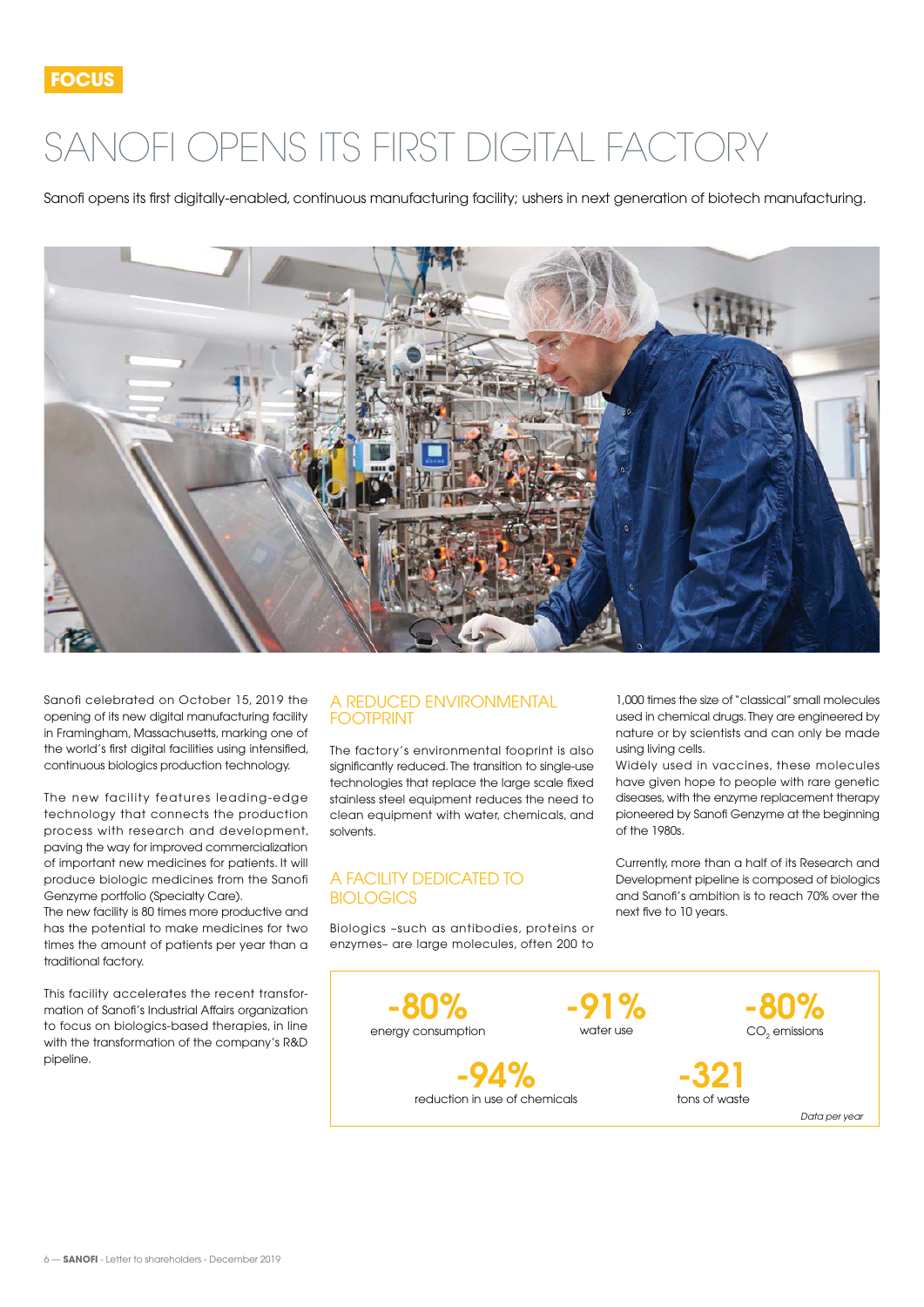FOCUS

# SANOFI OPENS ITS FIRST DIGITAL FACTORY

Sanofi opens its first digitally-enabled, continuous manufacturing facility; ushers in next generation of biotech manufacturing.

Sanofi celebrated on October 15, 2019 the opening of its new digital manufacturing facility in Framingham, Massachusetts, marking one of the world's first digital facilities using intensified, continuous biologics production technology.

The new facility features leading-edge technology that connects the production process with research and development, paving the way for improved commercialization of important new medicines for patients. It will produce biologic medicines from the Sanofi Genzyme portfolio (Specialty Care).
The new facility is 80 times more productive and has the potential to make medicines for two times the amount of patients per year than a traditional factory.

This facility accelerates the recent transformation of Sanofi's Industrial Affairs organization to focus on biologics-based therapies, in line with the transformation of the company's R&D pipeline.

## A REDUCED ENVIRONMENTAL FOOTPRINT

The factory's environmental fooprint is also significantly reduced. The transition to single-use technologies that replace the large scale fixed stainless steel equipment reduces the need to clean equipment with water, chemicals, and solvents.

## A FACILITY DEDICATED TO BIOLOGICS

Biologics –such as antibodies, proteins or enzymes– are large molecules, often 200 to 1,000 times the size of "classical" small molecules used in chemical drugs. They are engineered by nature or by scientists and can only be made using living cells.
Widely used in vaccines, these molecules have given hope to people with rare genetic diseases, with the enzyme replacement therapy pioneered by Sanofi Genzyme at the beginning of the 1980s.

Currently, more than a half of its Research and Development pipeline is composed of biologics and Sanofi's ambition is to reach 70% over the next five to 10 years.

**-80%** energy consumption

**-91%** water use

**-80%** $CO_2$ emissions

**-94%** reduction in use of chemicals

**-321** tons of waste

*Data per year*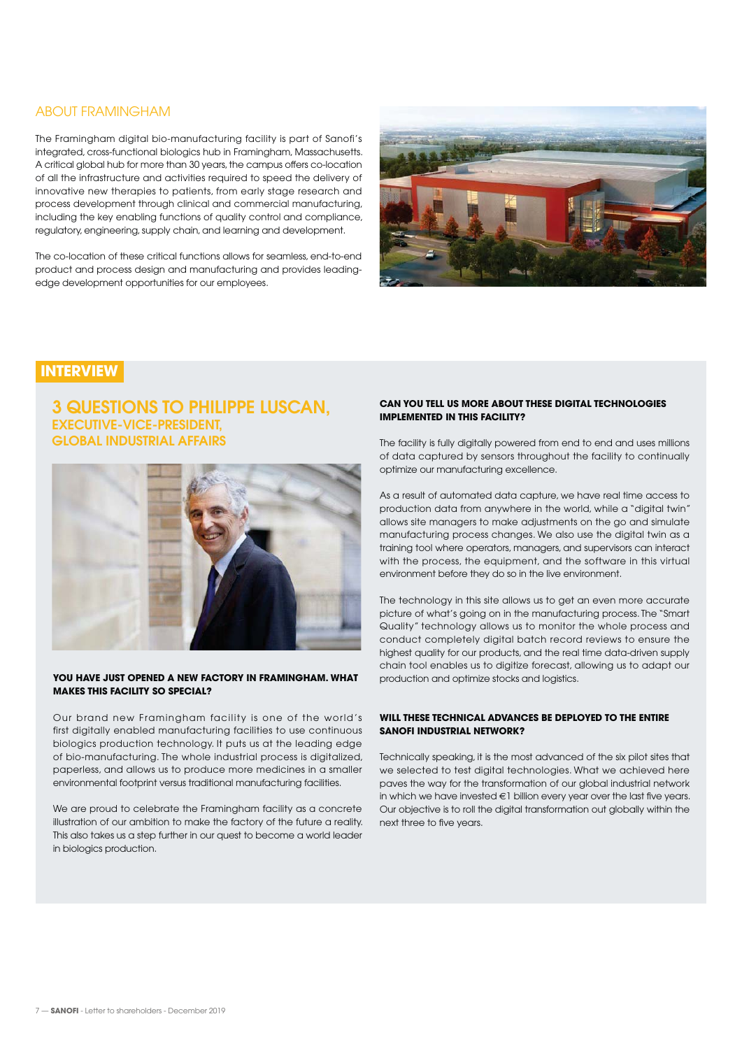## ABOUT FRAMINGHAM

The Framingham digital bio-manufacturing facility is part of Sanofi's integrated, cross-functional biologics hub in Framingham, Massachusetts. A critical global hub for more than 30 years, the campus offers co-location of all the infrastructure and activities required to speed the delivery of innovative new therapies to patients, from early stage research and process development through clinical and commercial manufacturing, including the key enabling functions of quality control and compliance, regulatory, engineering, supply chain, and learning and development.

The co-location of these critical functions allows for seamless, end-to-end product and process design and manufacturing and provides leading-edge development opportunities for our employees.

## INTERVIEW

### 3 QUESTIONS TO PHILIPPE LUSCAN, EXECUTIVE-VICE-PRESIDENT, GLOBAL INDUSTRIAL AFFAIRS

**YOU HAVE JUST OPENED A NEW FACTORY IN FRAMINGHAM. WHAT MAKES THIS FACILITY SO SPECIAL?**

Our brand new Framingham facility is one of the world's first digitally enabled manufacturing facilities to use continuous biologics production technology. It puts us at the leading edge of bio-manufacturing. The whole industrial process is digitalized, paperless, and allows us to produce more medicines in a smaller environmental footprint versus traditional manufacturing facilities.

We are proud to celebrate the Framingham facility as a concrete illustration of our ambition to make the factory of the future a reality. This also takes us a step further in our quest to become a world leader in biologics production.

**CAN YOU TELL US MORE ABOUT THESE DIGITAL TECHNOLOGIES IMPLEMENTED IN THIS FACILITY?**

The facility is fully digitally powered from end to end and uses millions of data captured by sensors throughout the facility to continually optimize our manufacturing excellence.

As a result of automated data capture, we have real time access to production data from anywhere in the world, while a "digital twin" allows site managers to make adjustments on the go and simulate manufacturing process changes. We also use the digital twin as a training tool where operators, managers, and supervisors can interact with the process, the equipment, and the software in this virtual environment before they do so in the live environment.

The technology in this site allows us to get an even more accurate picture of what's going on in the manufacturing process. The "Smart Quality" technology allows us to monitor the whole process and conduct completely digital batch record reviews to ensure the highest quality for our products, and the real time data-driven supply chain tool enables us to digitize forecast, allowing us to adapt our production and optimize stocks and logistics.

**WILL THESE TECHNICAL ADVANCES BE DEPLOYED TO THE ENTIRE SANOFI INDUSTRIAL NETWORK?**

Technically speaking, it is the most advanced of the six pilot sites that we selected to test digital technologies. What we achieved here paves the way for the transformation of our global industrial network in which we have invested €1 billion every year over the last five years. Our objective is to roll the digital transformation out globally within the next three to five years.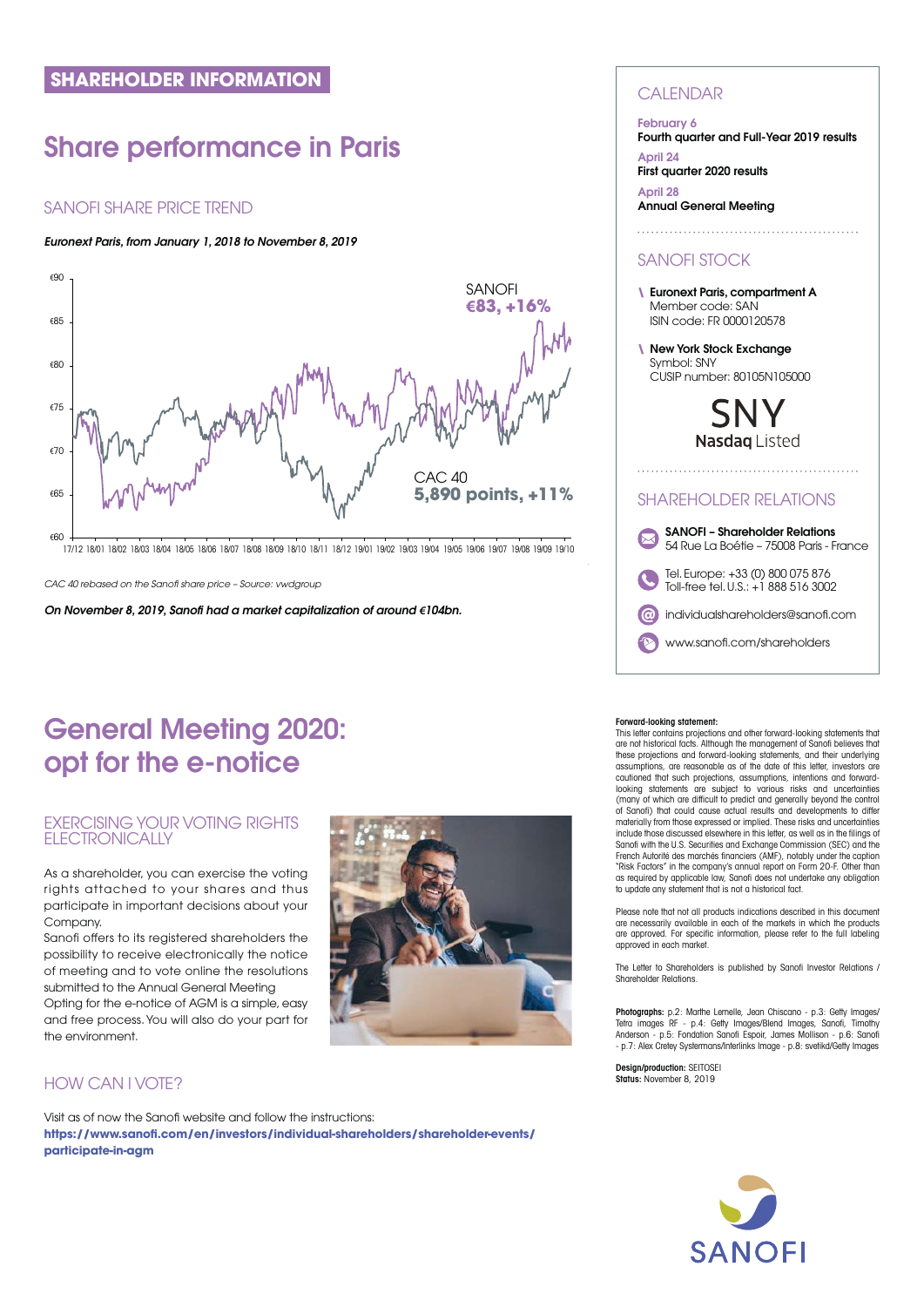## SHAREHOLDER INFORMATION

# Share performance in Paris

### SANOFI SHARE PRICE TREND

*Euronext Paris, from January 1, 2018 to November 8, 2019*

€90
€85
€80
€75
€70
€65
€60

SANOFI
**€83, +16%**

CAC 40
**5,890 points, +11%**

17/12 18/01 18/02 18/03 18/04 18/05 18/06 18/07 18/08 18/09 18/10 18/11 18/12 19/01 19/02 19/03 19/04 19/05 19/06 19/07 19/08 19/09 19/10

*CAC 40 rebased on the Sanofi share price – Source: vwdgroup*

***On November 8, 2019, Sanofi had a market capitalization of around €104bn.***

### CALENDAR

February 6
**Fourth quarter and Full-Year 2019 results**

April 24
**First quarter 2020 results**

April 28
**Annual General Meeting**

### SANOFI STOCK

- **Euronext Paris, compartment A**
  Member code: SAN
  ISIN code: FR 0000120578
- **New York Stock Exchange**
  Symbol: SNY
  CUSIP number: 80105N105000

SNY
**Nasdaq** Listed

### SHAREHOLDER RELATIONS

**SANOFI – Shareholder Relations**
54 Rue La Boétie – 75008 Paris - France

Tel. Europe: +33 (0) 800 075 876
Toll-free tel. U.S.: +1 888 516 3002

individualshareholders@sanofi.com

www.sanofi.com/shareholders

# General Meeting 2020: opt for the e-notice

### EXERCISING YOUR VOTING RIGHTS ELECTRONICALLY

As a shareholder, you can exercise the voting rights attached to your shares and thus participate in important decisions about your Company.
Sanofi offers to its registered shareholders the possibility to receive electronically the notice of meeting and to vote online the resolutions submitted to the Annual General Meeting
Opting for the e-notice of AGM is a simple, easy and free process. You will also do your part for the environment.

### HOW CAN I VOTE?

Visit as of now the Sanofi website and follow the instructions:
**https://www.sanofi.com/en/investors/individual-shareholders/shareholder-events/participate-in-agm**

**Forward-looking statement:**
This letter contains projections and other forward-looking statements that are not historical facts. Although the management of Sanofi believes that these projections and forward-looking statements, and their underlying assumptions, are reasonable as of the date of this letter, investors are cautioned that such projections, assumptions, intentions and forward-looking statements are subject to various risks and uncertainties (many of which are difficult to predict and generally beyond the control of Sanofi) that could cause actual results and developments to differ materially from those expressed or implied. These risks and uncertainties include those discussed elsewhere in this letter, as well as in the filings of Sanofi with the U.S. Securities and Exchange Commission (SEC) and the French Autorité des marchés financiers (AMF), notably under the caption "Risk Factors" in the company's annual report on Form 20-F. Other than as required by applicable law, Sanofi does not undertake any obligation to update any statement that is not a historical fact.

Please note that not all products indications described in this document are necessarily available in each of the markets in which the products are approved. For specific information, please refer to the full labeling approved in each market.

The Letter to Shareholders is published by Sanofi Investor Relations / Shareholder Relations.

**Photographs:** p.2: Marthe Lemelle, Jean Chiscano - p.3: Getty Images/ Tetra images RF - p.4: Getty Images/Blend Images, Sanofi, Timothy Anderson - p.5: Fondation Sanofi Espoir, James Mollison - p.6: Sanofi - p.7: Alex Cretey Systermans/Interlinks Image - p.8: svetikd/Getty Images

**Design/production:** SEITOSEI
**Status:** November 8, 2019

SANOFI